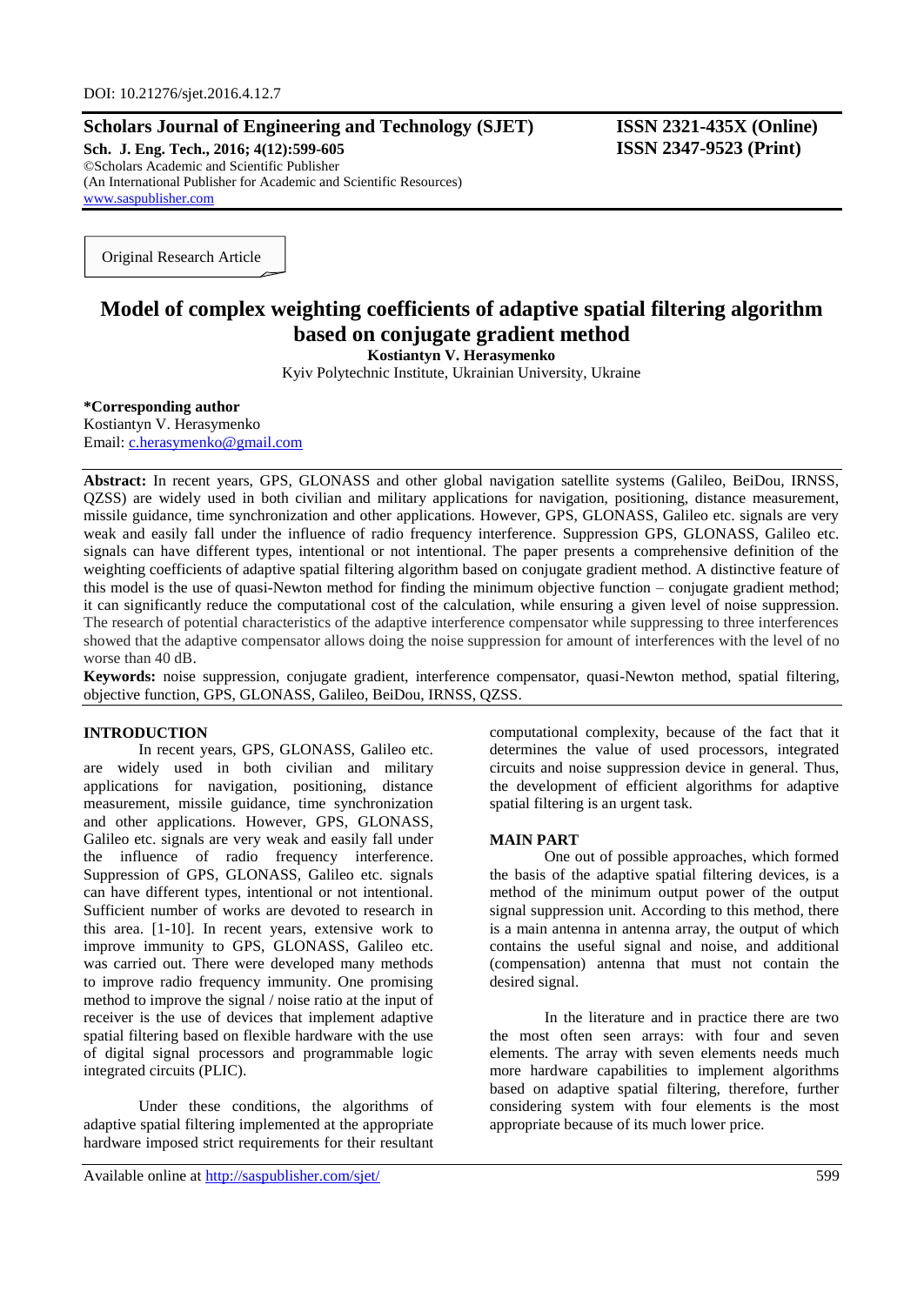DOI: 10.21276/sjet.2016.4.12.7

**Scholars Journal of Engineering and Technology (SJET)** **ISSN 2321-435X (Online)**
**Sch. J. Eng. Tech., 2016; 4(12):599-605** **ISSN 2347-9523 (Print)**
©Scholars Academic and Scientific Publisher
(An International Publisher for Academic and Scientific Resources)
www.saspublisher.com

Original Research Article

# Model of complex weighting coefficients of adaptive spatial filtering algorithm based on conjugate gradient method

**Kostiantyn V. Herasymenko**
Kyiv Polytechnic Institute, Ukrainian University, Ukraine

**\*Corresponding author**
Kostiantyn V. Herasymenko
Email: c.herasymenko@gmail.com

**Abstract:** In recent years, GPS, GLONASS and other global navigation satellite systems (Galileo, BeiDou, IRNSS, QZSS) are widely used in both civilian and military applications for navigation, positioning, distance measurement, missile guidance, time synchronization and other applications. However, GPS, GLONASS, Galileo etc. signals are very weak and easily fall under the influence of radio frequency interference. Suppression GPS, GLONASS, Galileo etc. signals can have different types, intentional or not intentional. The paper presents a comprehensive definition of the weighting coefficients of adaptive spatial filtering algorithm based on conjugate gradient method. A distinctive feature of this model is the use of quasi-Newton method for finding the minimum objective function – conjugate gradient method; it can significantly reduce the computational cost of the calculation, while ensuring a given level of noise suppression. The research of potential characteristics of the adaptive interference compensator while suppressing to three interferences showed that the adaptive compensator allows doing the noise suppression for amount of interferences with the level of no worse than 40 dB.

**Keywords:** noise suppression, conjugate gradient, interference compensator, quasi-Newton method, spatial filtering, objective function, GPS, GLONASS, Galileo, BeiDou, IRNSS, QZSS.

## INTRODUCTION

In recent years, GPS, GLONASS, Galileo etc. are widely used in both civilian and military applications for navigation, positioning, distance measurement, missile guidance, time synchronization and other applications. However, GPS, GLONASS, Galileo etc. signals are very weak and easily fall under the influence of radio frequency interference. Suppression of GPS, GLONASS, Galileo etc. signals can have different types, intentional or not intentional. Sufficient number of works are devoted to research in this area. [1-10]. In recent years, extensive work to improve immunity to GPS, GLONASS, Galileo etc. was carried out. There were developed many methods to improve radio frequency immunity. One promising method to improve the signal / noise ratio at the input of receiver is the use of devices that implement adaptive spatial filtering based on flexible hardware with the use of digital signal processors and programmable logic integrated circuits (PLIC).

Under these conditions, the algorithms of adaptive spatial filtering implemented at the appropriate hardware imposed strict requirements for their resultant computational complexity, because of the fact that it determines the value of used processors, integrated circuits and noise suppression device in general. Thus, the development of efficient algorithms for adaptive spatial filtering is an urgent task.

## MAIN PART

One out of possible approaches, which formed the basis of the adaptive spatial filtering devices, is a method of the minimum output power of the output signal suppression unit. According to this method, there is a main antenna in antenna array, the output of which contains the useful signal and noise, and additional (compensation) antenna that must not contain the desired signal.

In the literature and in practice there are two the most often seen arrays: with four and seven elements. The array with seven elements needs much more hardware capabilities to implement algorithms based on adaptive spatial filtering, therefore, further considering system with four elements is the most appropriate because of its much lower price.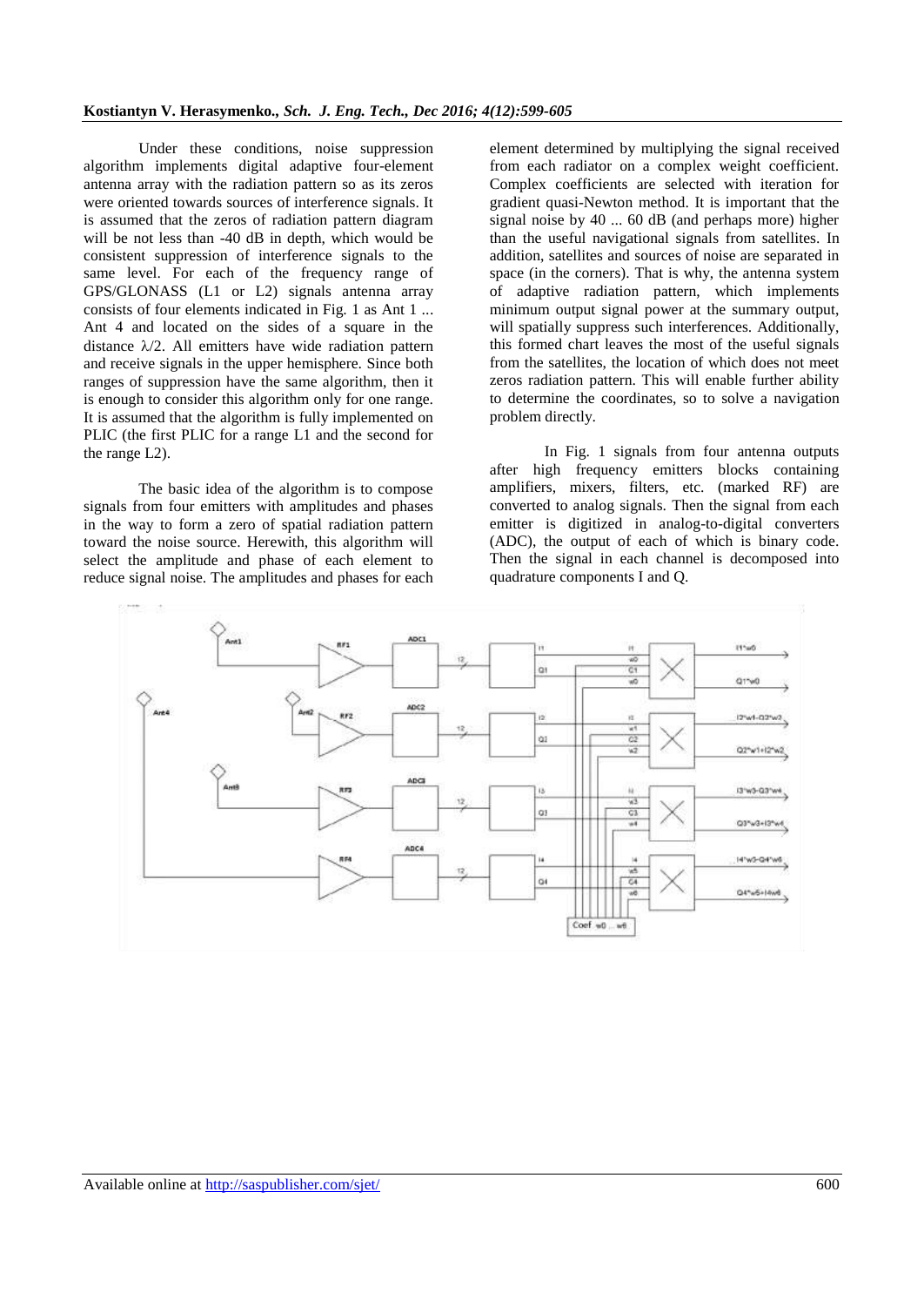Under these conditions, noise suppression algorithm implements digital adaptive four-element antenna array with the radiation pattern so as its zeros were oriented towards sources of interference signals. It is assumed that the zeros of radiation pattern diagram will be not less than -40 dB in depth, which would be consistent suppression of interference signals to the same level. For each of the frequency range of GPS/GLONASS (L1 or L2) signals antenna array consists of four elements indicated in Fig. 1 as Ant 1 ... Ant 4 and located on the sides of a square in the distance λ/2. All emitters have wide radiation pattern and receive signals in the upper hemisphere. Since both ranges of suppression have the same algorithm, then it is enough to consider this algorithm only for one range. It is assumed that the algorithm is fully implemented on PLIC (the first PLIC for a range L1 and the second for the range L2).

The basic idea of the algorithm is to compose signals from four emitters with amplitudes and phases in the way to form a zero of spatial radiation pattern toward the noise source. Herewith, this algorithm will select the amplitude and phase of each element to reduce signal noise. The amplitudes and phases for each element determined by multiplying the signal received from each radiator on a complex weight coefficient. Complex coefficients are selected with iteration for gradient quasi-Newton method. It is important that the signal noise by 40 ... 60 dB (and perhaps more) higher than the useful navigational signals from satellites. In addition, satellites and sources of noise are separated in space (in the corners). That is why, the antenna system of adaptive radiation pattern, which implements minimum output signal power at the summary output, will spatially suppress such interferences. Additionally, this formed chart leaves the most of the useful signals from the satellites, the location of which does not meet zeros radiation pattern. This will enable further ability to determine the coordinates, so to solve a navigation problem directly.

In Fig. 1 signals from four antenna outputs after high frequency emitters blocks containing amplifiers, mixers, filters, etc. (marked RF) are converted to analog signals. Then the signal from each emitter is digitized in analog-to-digital converters (ADC), the output of each of which is binary code. Then the signal in each channel is decomposed into quadrature components I and Q.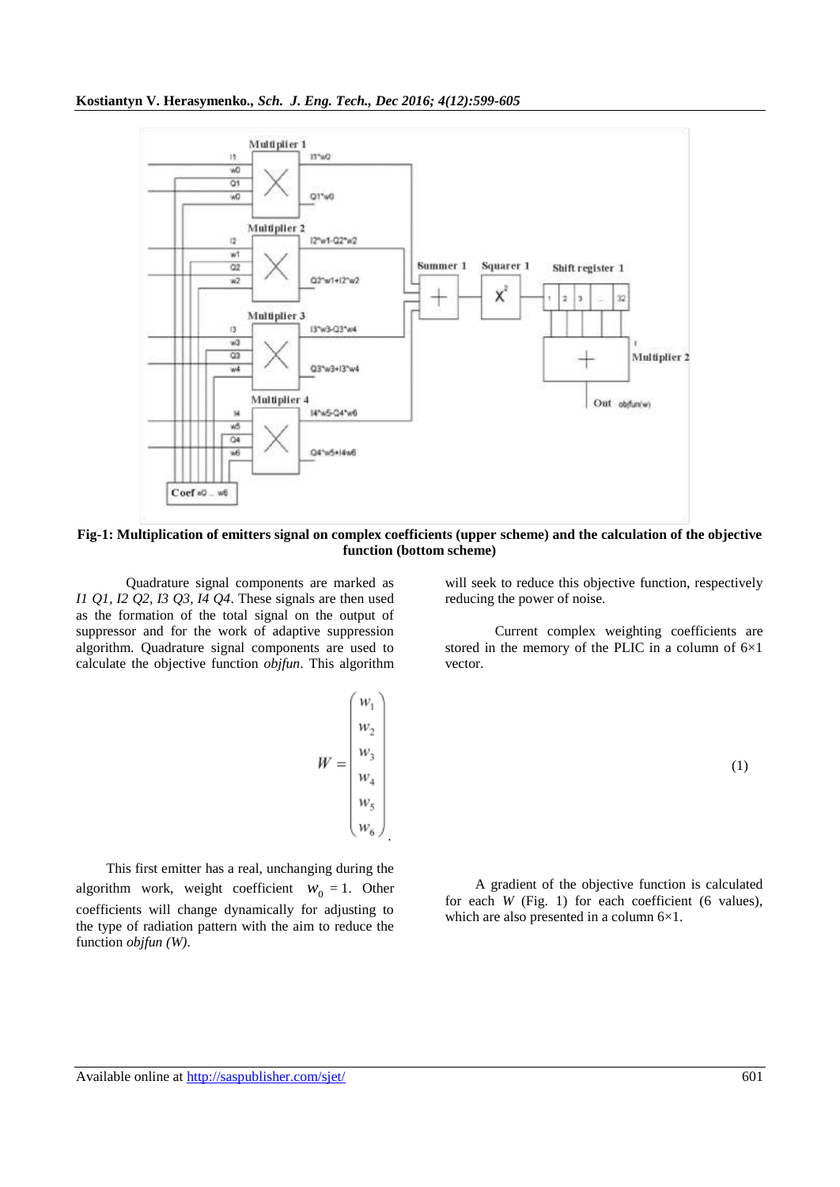**Fig-1: Multiplication of emitters signal on complex coefficients (upper scheme) and the calculation of the objective function (bottom scheme)**

Quadrature signal components are marked as *I1 Q1, I2 Q2, I3 Q3, I4 Q4*. These signals are then used as the formation of the total signal on the output of suppressor and for the work of adaptive suppression algorithm. Quadrature signal components are used to calculate the objective function *objfun*. This algorithm will seek to reduce this objective function, respectively reducing the power of noise.

Current complex weighting coefficients are stored in the memory of the PLIC in a column of 6×1 vector.

$$W = \begin{pmatrix} w_1 \\ w_2 \\ w_3 \\ w_4 \\ w_5 \\ w_6 \end{pmatrix}. \tag{1}$$

This first emitter has a real, unchanging during the algorithm work, weight coefficient $w_0 = 1$. Other coefficients will change dynamically for adjusting to the type of radiation pattern with the aim to reduce the function *objfun (W)*.

A gradient of the objective function is calculated for each *W* (Fig. 1) for each coefficient (6 values), which are also presented in a column 6×1.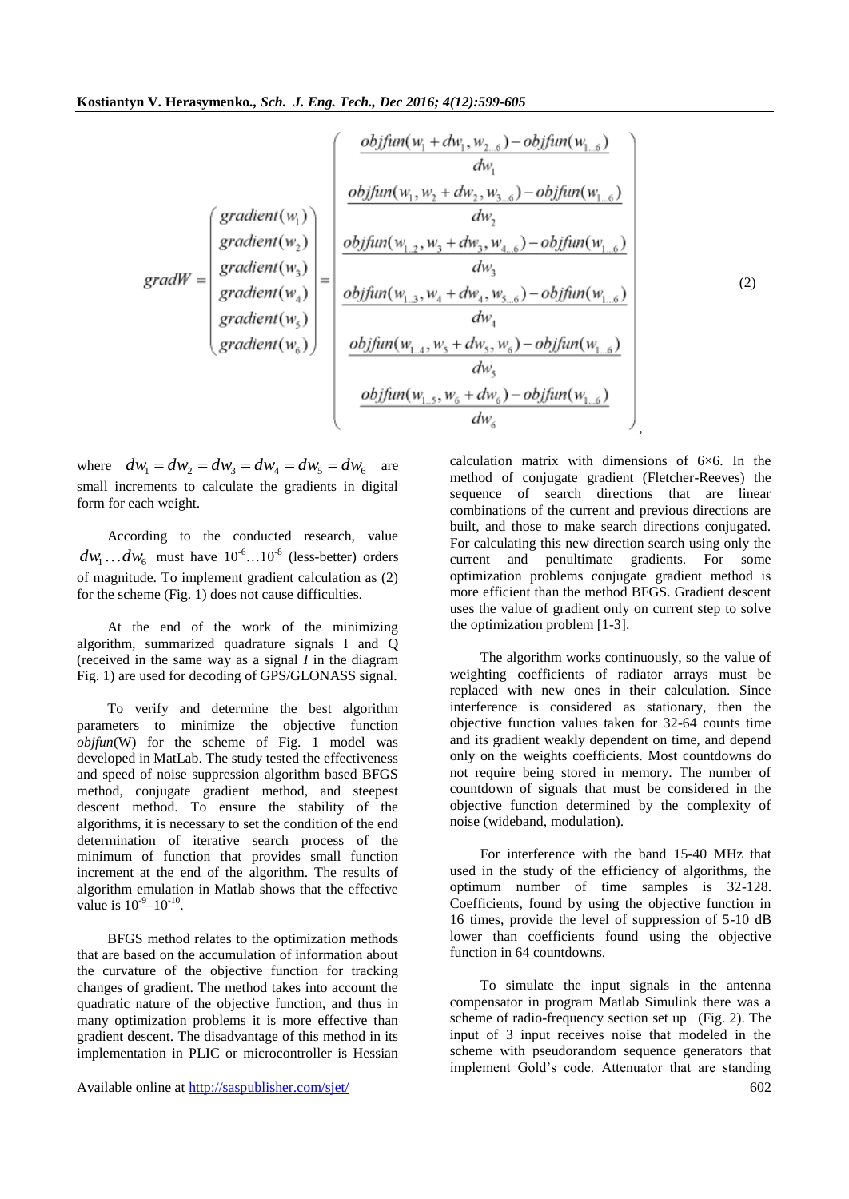$$gradW = \begin{pmatrix} gradient(w_1) \\ gradient(w_2) \\ gradient(w_3) \\ gradient(w_4) \\ gradient(w_5) \\ gradient(w_6) \end{pmatrix} = \begin{pmatrix} \frac{objfun(w_1 + dw_1, w_{2...6}) - objfun(w_{1...6})}{dw_1} \\ \frac{objfun(w_1, w_2 + dw_2, w_{3...6}) - objfun(w_{1...6})}{dw_2} \\ \frac{objfun(w_{1...2}, w_3 + dw_3, w_{4...6}) - objfun(w_{1...6})}{dw_3} \\ \frac{objfun(w_{1...3}, w_4 + dw_4, w_{5...6}) - objfun(w_{1...6})}{dw_4} \\ \frac{objfun(w_{1...4}, w_5 + dw_5, w_6) - objfun(w_{1...6})}{dw_5} \\ \frac{objfun(w_{1...5}, w_6 + dw_6) - objfun(w_{1...6})}{dw_6} \end{pmatrix}, \quad (2)$$

where $dw_1 = dw_2 = dw_3 = dw_4 = dw_5 = dw_6$ are small increments to calculate the gradients in digital form for each weight.

According to the conducted research, value $dw_1 \ldots dw_6$ must have $10^{-6} \ldots 10^{-8}$ (less-better) orders of magnitude. To implement gradient calculation as (2) for the scheme (Fig. 1) does not cause difficulties.

At the end of the work of the minimizing algorithm, summarized quadrature signals I and Q (received in the same way as a signal *I* in the diagram Fig. 1) are used for decoding of GPS/GLONASS signal.

To verify and determine the best algorithm parameters to minimize the objective function *objfun*(W) for the scheme of Fig. 1 model was developed in MatLab. The study tested the effectiveness and speed of noise suppression algorithm based BFGS method, conjugate gradient method, and steepest descent method. To ensure the stability of the algorithms, it is necessary to set the condition of the end determination of iterative search process of the minimum of function that provides small function increment at the end of the algorithm. The results of algorithm emulation in Matlab shows that the effective value is $10^{-9}$–$10^{-10}$.

BFGS method relates to the optimization methods that are based on the accumulation of information about the curvature of the objective function for tracking changes of gradient. The method takes into account the quadratic nature of the objective function, and thus in many optimization problems it is more effective than gradient descent. The disadvantage of this method in its implementation in PLIC or microcontroller is Hessian calculation matrix with dimensions of 6×6. In the method of conjugate gradient (Fletcher-Reeves) the sequence of search directions that are linear combinations of the current and previous directions are built, and those to make search directions conjugated. For calculating this new direction search using only the current and penultimate gradients. For some optimization problems conjugate gradient method is more efficient than the method BFGS. Gradient descent uses the value of gradient only on current step to solve the optimization problem [1-3].

The algorithm works continuously, so the value of weighting coefficients of radiator arrays must be replaced with new ones in their calculation. Since interference is considered as stationary, then the objective function values taken for 32-64 counts time and its gradient weakly dependent on time, and depend only on the weights coefficients. Most countdowns do not require being stored in memory. The number of countdown of signals that must be considered in the objective function determined by the complexity of noise (wideband, modulation).

For interference with the band 15-40 MHz that used in the study of the efficiency of algorithms, the optimum number of time samples is 32-128. Coefficients, found by using the objective function in 16 times, provide the level of suppression of 5-10 dB lower than coefficients found using the objective function in 64 countdowns.

To simulate the input signals in the antenna compensator in program Matlab Simulink there was a scheme of radio-frequency section set up (Fig. 2). The input of 3 input receives noise that modeled in the scheme with pseudorandom sequence generators that implement Gold's code. Attenuator that are standing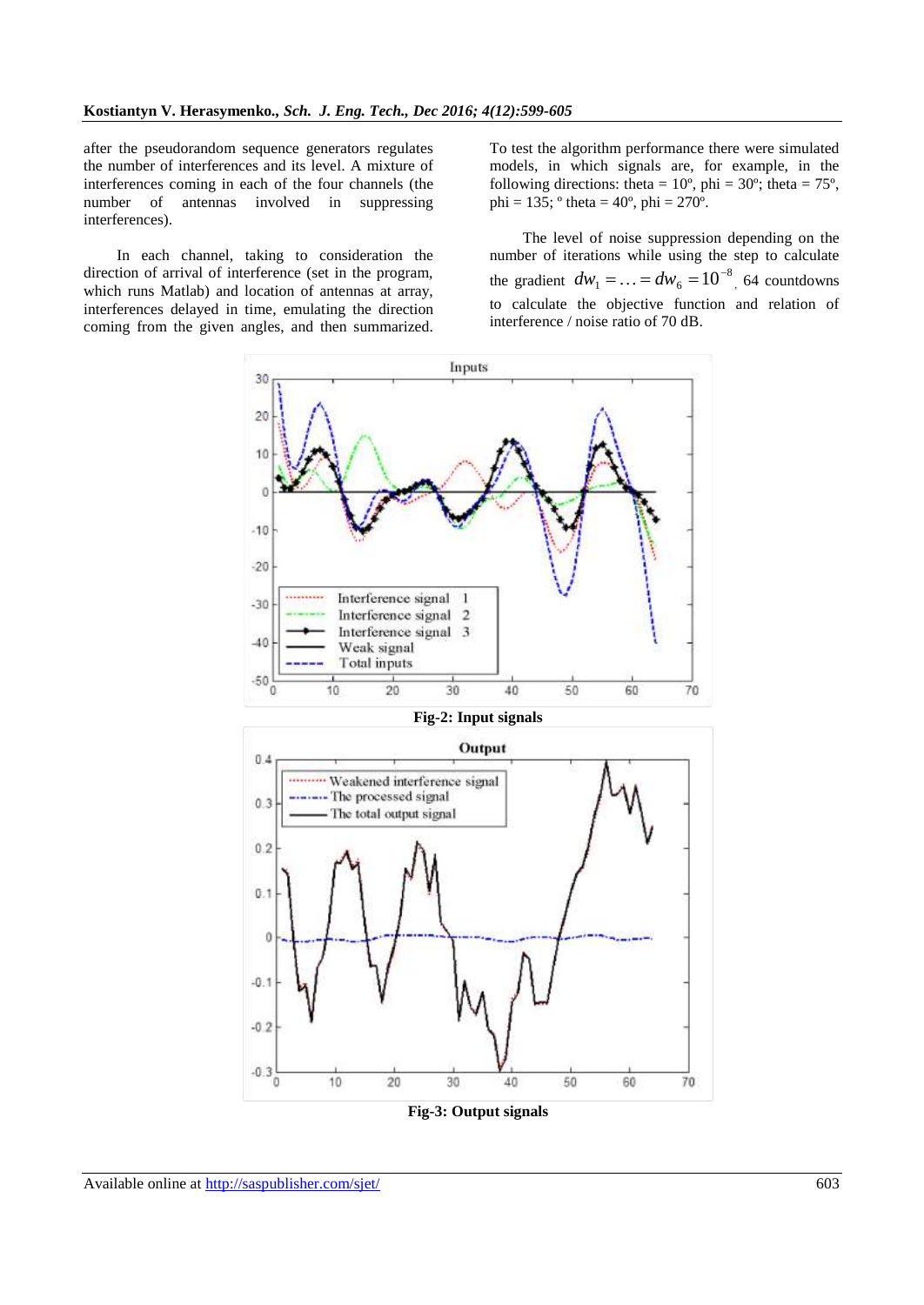after the pseudorandom sequence generators regulates the number of interferences and its level. A mixture of interferences coming in each of the four channels (the number of antennas involved in suppressing interferences).

In each channel, taking to consideration the direction of arrival of interference (set in the program, which runs Matlab) and location of antennas at array, interferences delayed in time, emulating the direction coming from the given angles, and then summarized.

To test the algorithm performance there were simulated models, in which signals are, for example, in the following directions: theta = 10º, phi = 30º; theta = 75º, phi = 135; º theta = 40º, phi = 270º.

The level of noise suppression depending on the number of iterations while using the step to calculate the gradient $dw_1 = \ldots = dw_6 = 10^{-8}$, 64 countdowns to calculate the objective function and relation of interference / noise ratio of 70 dB.

**Fig-2: Input signals**

**Fig-3: Output signals**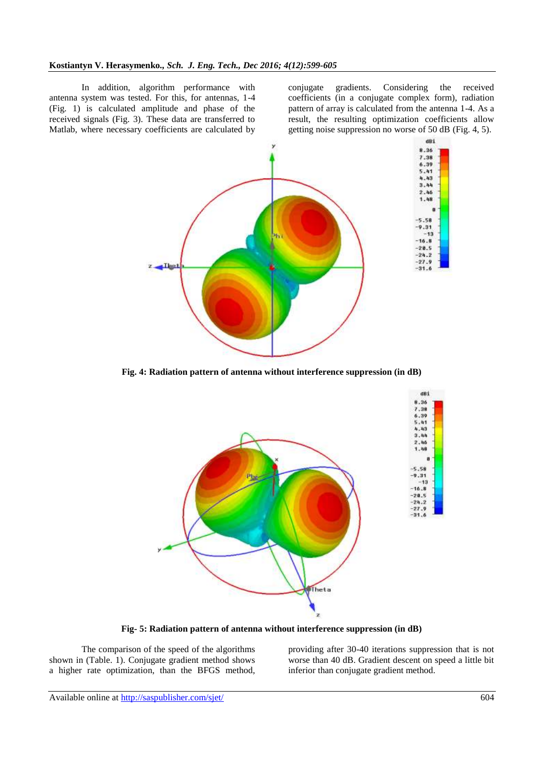In addition, algorithm performance with antenna system was tested. For this, for antennas, 1-4 (Fig. 1) is calculated amplitude and phase of the received signals (Fig. 3). These data are transferred to Matlab, where necessary coefficients are calculated by conjugate gradients. Considering the received coefficients (in a conjugate complex form), radiation pattern of array is calculated from the antenna 1-4. As a result, the resulting optimization coefficients allow getting noise suppression no worse of 50 dB (Fig. 4, 5).

**Fig. 4: Radiation pattern of antenna without interference suppression (in dB)**

**Fig- 5: Radiation pattern of antenna without interference suppression (in dB)**

The comparison of the speed of the algorithms shown in (Table. 1). Conjugate gradient method shows a higher rate optimization, than the BFGS method, providing after 30-40 iterations suppression that is not worse than 40 dB. Gradient descent on speed a little bit inferior than conjugate gradient method.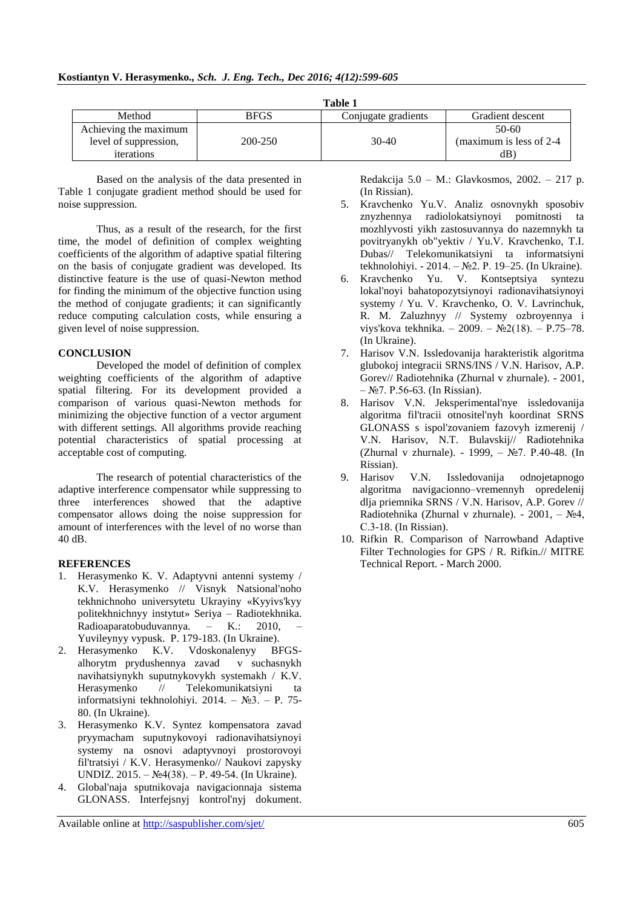**Table 1**

| Method | BFGS | Conjugate gradients | Gradient descent |
|---|---|---|---|
| Achieving the maximum level of suppression, iterations | 200-250 | 30-40 | 50-60 (maximum is less of 2-4 dB) |

Based on the analysis of the data presented in Table 1 conjugate gradient method should be used for noise suppression.

Thus, as a result of the research, for the first time, the model of definition of complex weighting coefficients of the algorithm of adaptive spatial filtering on the basis of conjugate gradient was developed. Its distinctive feature is the use of quasi-Newton method for finding the minimum of the objective function using the method of conjugate gradients; it can significantly reduce computing calculation costs, while ensuring a given level of noise suppression.

## CONCLUSION

Developed the model of definition of complex weighting coefficients of the algorithm of adaptive spatial filtering. For its development provided a comparison of various quasi-Newton methods for minimizing the objective function of a vector argument with different settings. All algorithms provide reaching potential characteristics of spatial processing at acceptable cost of computing.

The research of potential characteristics of the adaptive interference compensator while suppressing to three interferences showed that the adaptive compensator allows doing the noise suppression for amount of interferences with the level of no worse than 40 dB.

## REFERENCES

1. Herasymenko K. V. Adaptyvni antenni systemy / K.V. Herasymenko // Visnyk Natsional'noho tekhnichnoho universytetu Ukrayiny «Kyyivs'kyy politekhnichnyy instytut» Seriya – Radiotekhnika. Radioaparatobuduvannya. – K.: 2010, – Yuvileynyy vypusk. P. 179-183. (In Ukraine).
2. Herasymenko K.V. Vdoskonalenyy BFGS-alhorytm prydushennya zavad v suchasnykh navihatsiynykh suputnykovykh systemakh / K.V. Herasymenko // Telekomunikatsiyni ta informatsiyni tekhnolohiyi. 2014. – №3. – P. 75-80. (In Ukraine).
3. Herasymenko K.V. Syntez kompensatora zavad pryymacham suputnykovoyi radionavihatsiynoyi systemy na osnovi adaptyvnoyi prostorovoyi fil'tratsiyi / K.V. Herasymenko// Naukovi zapysky UNDIZ. 2015. – №4(38). – P. 49-54. (In Ukraine).
4. Global'naja sputnikovaja navigacionnaja sistema GLONASS. Interfejsnyj kontrol'nyj dokument. Redakcija 5.0 – M.: Glavkosmos, 2002. – 217 p. (In Rissian).
5. Kravchenko Yu.V. Analiz osnovnykh sposobiv znyzhennya radiolokatsiynoyi pomitnosti ta mozhlyvosti yikh zastosuvannya do nazemnykh ta povitryanykh ob"yektiv / Yu.V. Kravchenko, T.I. Dubas// Telekomunikatsiyni ta informatsiyni tekhnolohiyi. - 2014. – №2. P. 19–25. (In Ukraine).
6. Kravchenko Yu. V. Kontseptsiya syntezu lokal'noyi bahatopozytsiynoyi radionavihatsiynoyi systemy / Yu. V. Kravchenko, O. V. Lavrinchuk, R. M. Zaluzhnyy // Systemy ozbroyennya i viys'kova tekhnika. – 2009. – №2(18). – P.75–78. (In Ukraine).
7. Harisov V.N. Issledovanija harakteristik algoritma glubokoj integracii SRNS/INS / V.N. Harisov, A.P. Gorev// Radiotehnika (Zhurnal v zhurnale). - 2001, – №7. P.56-63. (In Rissian).
8. Harisov V.N. Jeksperimental'nye issledovanija algoritma fil'tracii otnositel'nyh koordinat SRNS GLONASS s ispol'zovaniem fazovyh izmerenij / V.N. Harisov, N.T. Bulavskij// Radiotehnika (Zhurnal v zhurnale). - 1999, – №7. P.40-48. (In Rissian).
9. Harisov V.N. Issledovanija odnojetapnogo algoritma navigacionno–vremennyh opredelenij dlja priemnika SRNS / V.N. Harisov, A.P. Gorev // Radiotehnika (Zhurnal v zhurnale). - 2001, – №4, C.3-18. (In Rissian).
10. Rifkin R. Comparison of Narrowband Adaptive Filter Technologies for GPS / R. Rifkin.// MITRE Technical Report. - March 2000.